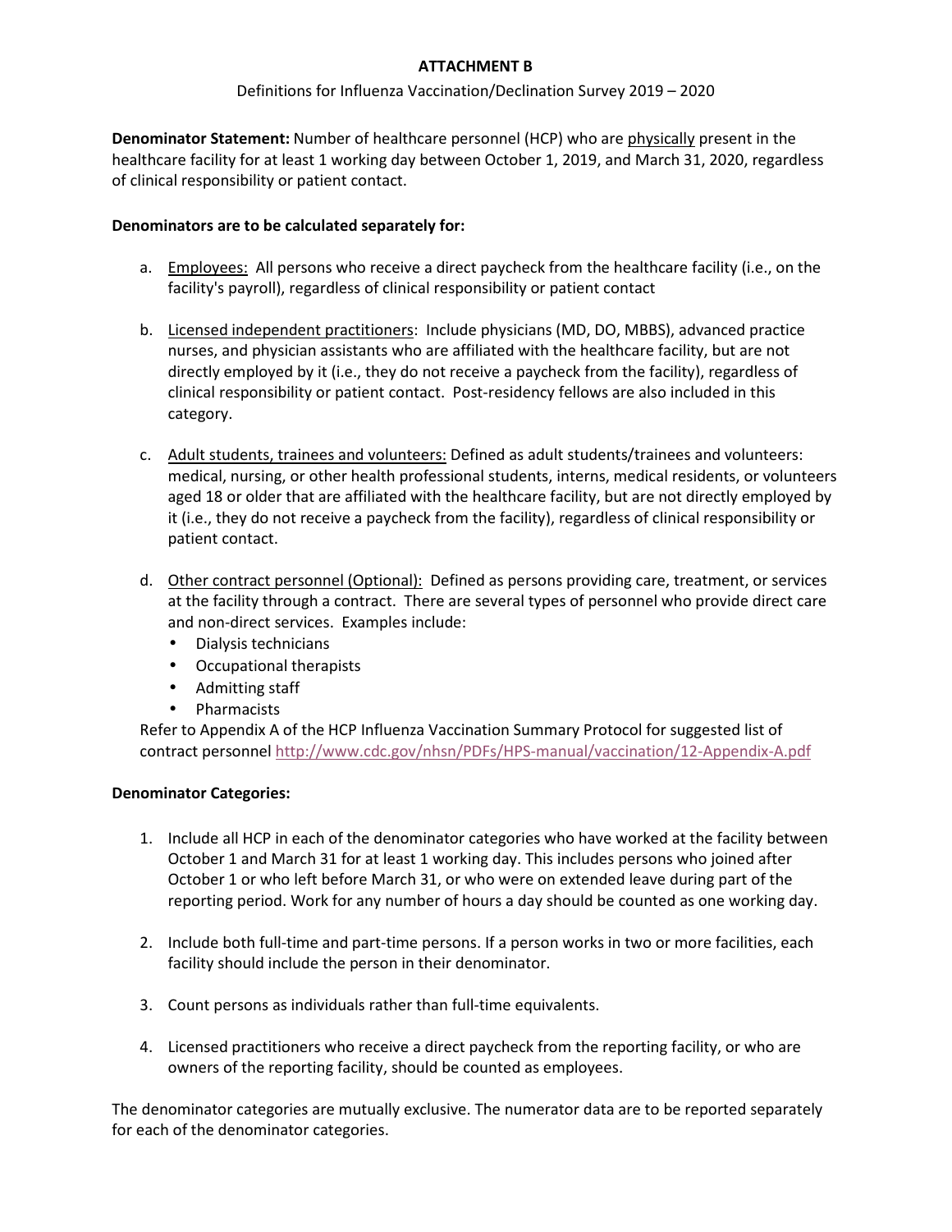# ATTACHMENT B

Definitions for Influenza Vaccination/Declination Survey 2019 – 2020

**Denominator Statement:** Number of healthcare personnel (HCP) who are physically present in the healthcare facility for at least 1 working day between October 1, 2019, and March 31, 2020, regardless of clinical responsibility or patient contact.

**Denominators are to be calculated separately for:**

a. Employees: All persons who receive a direct paycheck from the healthcare facility (i.e., on the facility's payroll), regardless of clinical responsibility or patient contact

b. Licensed independent practitioners: Include physicians (MD, DO, MBBS), advanced practice nurses, and physician assistants who are affiliated with the healthcare facility, but are not directly employed by it (i.e., they do not receive a paycheck from the facility), regardless of clinical responsibility or patient contact. Post-residency fellows are also included in this category.

c. Adult students, trainees and volunteers: Defined as adult students/trainees and volunteers: medical, nursing, or other health professional students, interns, medical residents, or volunteers aged 18 or older that are affiliated with the healthcare facility, but are not directly employed by it (i.e., they do not receive a paycheck from the facility), regardless of clinical responsibility or patient contact.

d. Other contract personnel (Optional): Defined as persons providing care, treatment, or services at the facility through a contract. There are several types of personnel who provide direct care and non-direct services. Examples include:
   - Dialysis technicians
   - Occupational therapists
   - Admitting staff
   - Pharmacists

   Refer to Appendix A of the HCP Influenza Vaccination Summary Protocol for suggested list of contract personnel http://www.cdc.gov/nhsn/PDFs/HPS-manual/vaccination/12-Appendix-A.pdf

**Denominator Categories:**

1. Include all HCP in each of the denominator categories who have worked at the facility between October 1 and March 31 for at least 1 working day. This includes persons who joined after October 1 or who left before March 31, or who were on extended leave during part of the reporting period. Work for any number of hours a day should be counted as one working day.

2. Include both full-time and part-time persons. If a person works in two or more facilities, each facility should include the person in their denominator.

3. Count persons as individuals rather than full-time equivalents.

4. Licensed practitioners who receive a direct paycheck from the reporting facility, or who are owners of the reporting facility, should be counted as employees.

The denominator categories are mutually exclusive. The numerator data are to be reported separately for each of the denominator categories.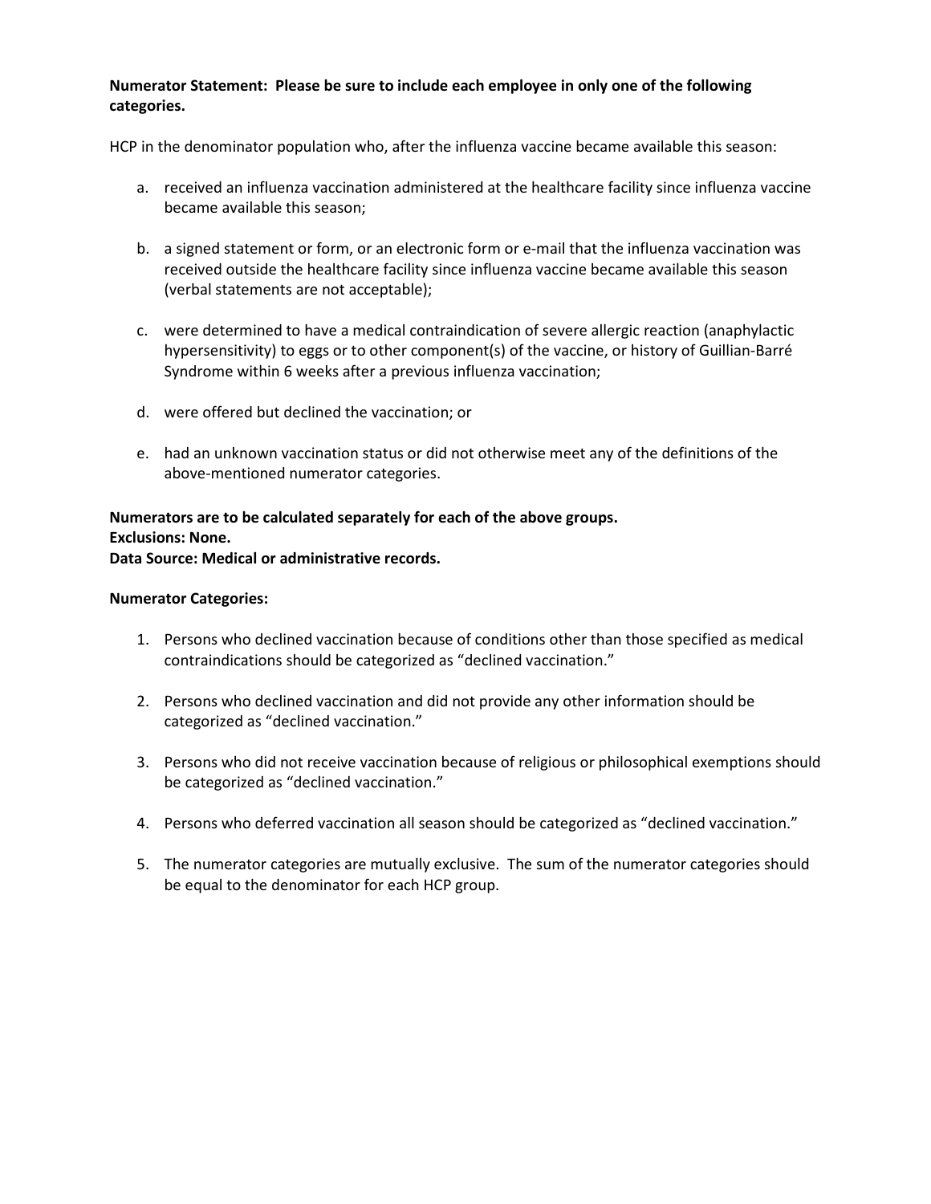**Numerator Statement: Please be sure to include each employee in only one of the following categories.**

HCP in the denominator population who, after the influenza vaccine became available this season:

a. received an influenza vaccination administered at the healthcare facility since influenza vaccine became available this season;

b. a signed statement or form, or an electronic form or e-mail that the influenza vaccination was received outside the healthcare facility since influenza vaccine became available this season (verbal statements are not acceptable);

c. were determined to have a medical contraindication of severe allergic reaction (anaphylactic hypersensitivity) to eggs or to other component(s) of the vaccine, or history of Guillian-Barré Syndrome within 6 weeks after a previous influenza vaccination;

d. were offered but declined the vaccination; or

e. had an unknown vaccination status or did not otherwise meet any of the definitions of the above-mentioned numerator categories.

**Numerators are to be calculated separately for each of the above groups.**
**Exclusions: None.**
**Data Source: Medical or administrative records.**

**Numerator Categories:**

1. Persons who declined vaccination because of conditions other than those specified as medical contraindications should be categorized as "declined vaccination."

2. Persons who declined vaccination and did not provide any other information should be categorized as "declined vaccination."

3. Persons who did not receive vaccination because of religious or philosophical exemptions should be categorized as "declined vaccination."

4. Persons who deferred vaccination all season should be categorized as "declined vaccination."

5. The numerator categories are mutually exclusive. The sum of the numerator categories should be equal to the denominator for each HCP group.